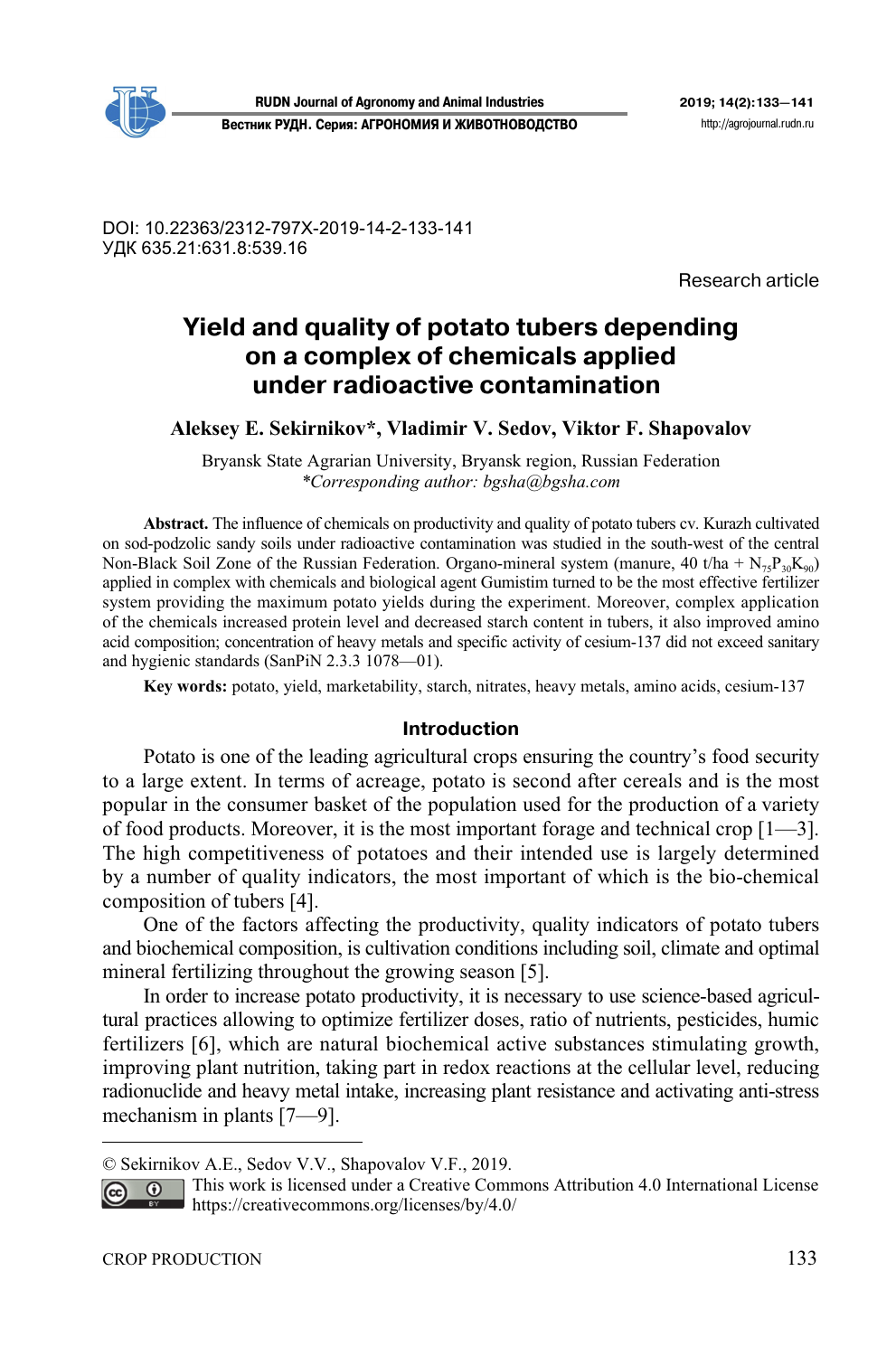DOI: 10.22363/2312-797X-2019-14-2-133-141
УДК 635.21:631.8:539.16

Research article

# Yield and quality of potato tubers depending on a complex of chemicals applied under radioactive contamination

**Aleksey E. Sekirnikov*, Vladimir V. Sedov, Viktor F. Shapovalov**

Bryansk State Agrarian University, Bryansk region, Russian Federation
*\*Corresponding author: bgsha@bgsha.com*

**Abstract.** The influence of chemicals on productivity and quality of potato tubers cv. Kurazh cultivated on sod-podzolic sandy soils under radioactive contamination was studied in the south-west of the central Non-Black Soil Zone of the Russian Federation. Organo-mineral system (manure, 40 t/ha + $N_{75}P_{30}K_{90}$) applied in complex with chemicals and biological agent Gumistim turned to be the most effective fertilizer system providing the maximum potato yields during the experiment. Moreover, complex application of the chemicals increased protein level and decreased starch content in tubers, it also improved amino acid composition; concentration of heavy metals and specific activity of cesium-137 did not exceed sanitary and hygienic standards (SanPiN 2.3.3 1078—01).

**Key words:** potato, yield, marketability, starch, nitrates, heavy metals, amino acids, cesium-137

## Introduction

Potato is one of the leading agricultural crops ensuring the country's food security to a large extent. In terms of acreage, potato is second after cereals and is the most popular in the consumer basket of the population used for the production of a variety of food products. Moreover, it is the most important forage and technical crop [1—3]. The high competitiveness of potatoes and their intended use is largely determined by a number of quality indicators, the most important of which is the bio-chemical composition of tubers [4].

One of the factors affecting the productivity, quality indicators of potato tubers and biochemical composition, is cultivation conditions including soil, climate and optimal mineral fertilizing throughout the growing season [5].

In order to increase potato productivity, it is necessary to use science-based agricultural practices allowing to optimize fertilizer doses, ratio of nutrients, pesticides, humic fertilizers [6], which are natural biochemical active substances stimulating growth, improving plant nutrition, taking part in redox reactions at the cellular level, reducing radionuclide and heavy metal intake, increasing plant resistance and activating anti-stress mechanism in plants [7—9].

© Sekirnikov A.E., Sedov V.V., Shapovalov V.F., 2019.
This work is licensed under a Creative Commons Attribution 4.0 International License https://creativecommons.org/licenses/by/4.0/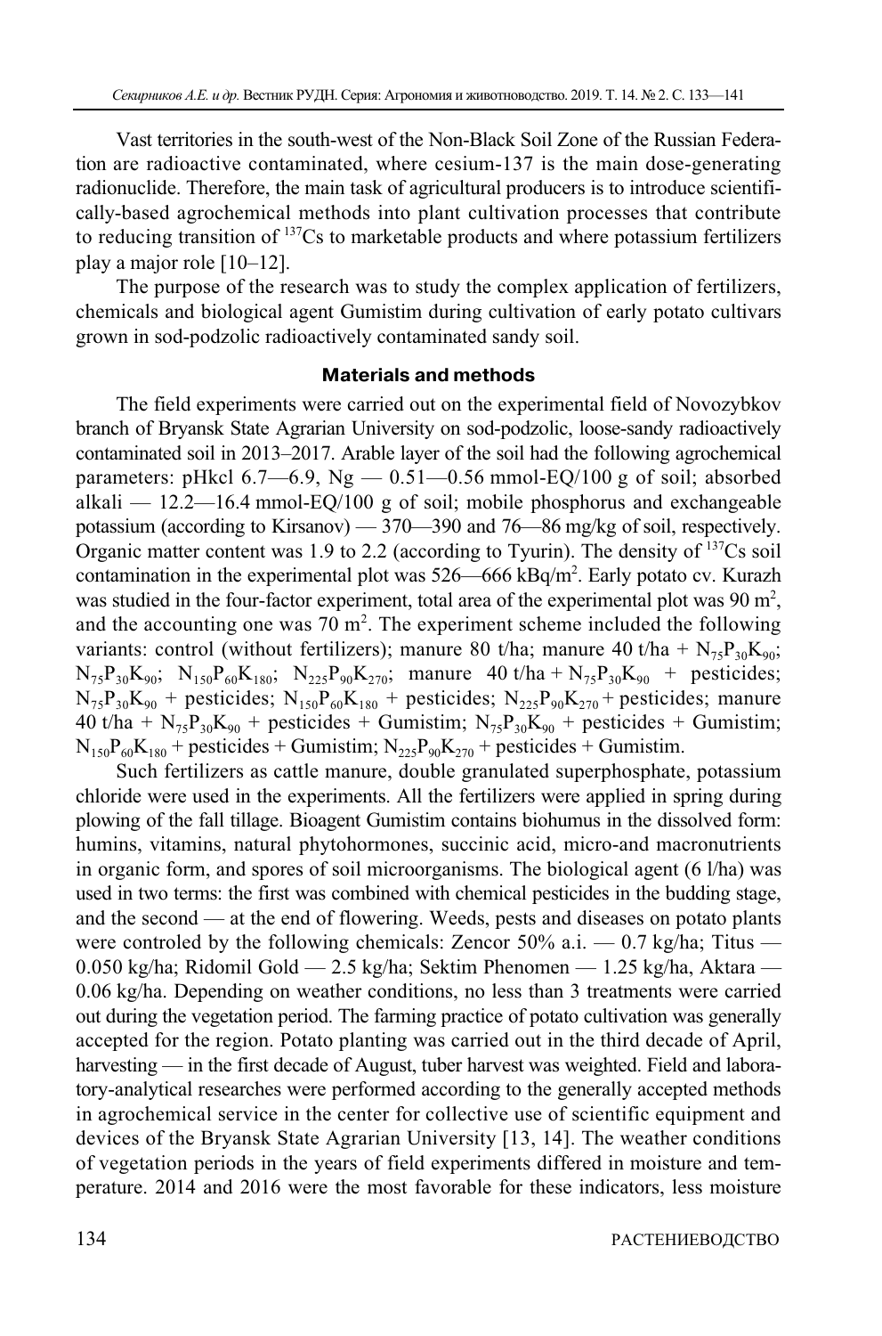Vast territories in the south-west of the Non-Black Soil Zone of the Russian Federation are radioactive contaminated, where cesium-137 is the main dose-generating radionuclide. Therefore, the main task of agricultural producers is to introduce scientifically-based agrochemical methods into plant cultivation processes that contribute to reducing transition of $^{137}Cs$ to marketable products and where potassium fertilizers play a major role [10–12].

The purpose of the research was to study the complex application of fertilizers, chemicals and biological agent Gumistim during cultivation of early potato cultivars grown in sod-podzolic radioactively contaminated sandy soil.

## Materials and methods

The field experiments were carried out on the experimental field of Novozybkov branch of Bryansk State Agrarian University on sod-podzolic, loose-sandy radioactively contaminated soil in 2013–2017. Arable layer of the soil had the following agrochemical parameters: pHkcl 6.7—6.9, Ng — 0.51—0.56 mmol-EQ/100 g of soil; absorbed alkali — 12.2—16.4 mmol-EQ/100 g of soil; mobile phosphorus and exchangeable potassium (according to Kirsanov) — 370—390 and 76—86 mg/kg of soil, respectively. Organic matter content was 1.9 to 2.2 (according to Tyurin). The density of $^{137}Cs$ soil contamination in the experimental plot was 526—666 kBq/m$^2$. Early potato cv. Kurazh was studied in the four-factor experiment, total area of the experimental plot was 90 m$^2$, and the accounting one was 70 m$^2$. The experiment scheme included the following variants: control (without fertilizers); manure 80 t/ha; manure 40 t/ha + $N_{75}P_{30}K_{90}$; $N_{75}P_{30}K_{90}$; $N_{150}P_{60}K_{180}$; $N_{225}P_{90}K_{270}$; manure 40 t/ha + $N_{75}P_{30}K_{90}$ + pesticides; $N_{75}P_{30}K_{90}$ + pesticides; $N_{150}P_{60}K_{180}$ + pesticides; $N_{225}P_{90}K_{270}$ + pesticides; manure 40 t/ha + $N_{75}P_{30}K_{90}$ + pesticides + Gumistim; $N_{75}P_{30}K_{90}$ + pesticides + Gumistim; $N_{150}P_{60}K_{180}$ + pesticides + Gumistim; $N_{225}P_{90}K_{270}$ + pesticides + Gumistim.

Such fertilizers as cattle manure, double granulated superphosphate, potassium chloride were used in the experiments. All the fertilizers were applied in spring during plowing of the fall tillage. Bioagent Gumistim contains biohumus in the dissolved form: humins, vitamins, natural phytohormones, succinic acid, micro-and macronutrients in organic form, and spores of soil microorganisms. The biological agent (6 l/ha) was used in two terms: the first was combined with chemical pesticides in the budding stage, and the second — at the end of flowering. Weeds, pests and diseases on potato plants were controled by the following chemicals: Zencor 50% a.i. — 0.7 kg/ha; Titus — 0.050 kg/ha; Ridomil Gold — 2.5 kg/ha; Sektim Phenomen — 1.25 kg/ha, Aktara — 0.06 kg/ha. Depending on weather conditions, no less than 3 treatments were carried out during the vegetation period. The farming practice of potato cultivation was generally accepted for the region. Potato planting was carried out in the third decade of April, harvesting — in the first decade of August, tuber harvest was weighted. Field and laboratory-analytical researches were performed according to the generally accepted methods in agrochemical service in the center for collective use of scientific equipment and devices of the Bryansk State Agrarian University [13, 14]. The weather conditions of vegetation periods in the years of field experiments differed in moisture and temperature. 2014 and 2016 were the most favorable for these indicators, less moisture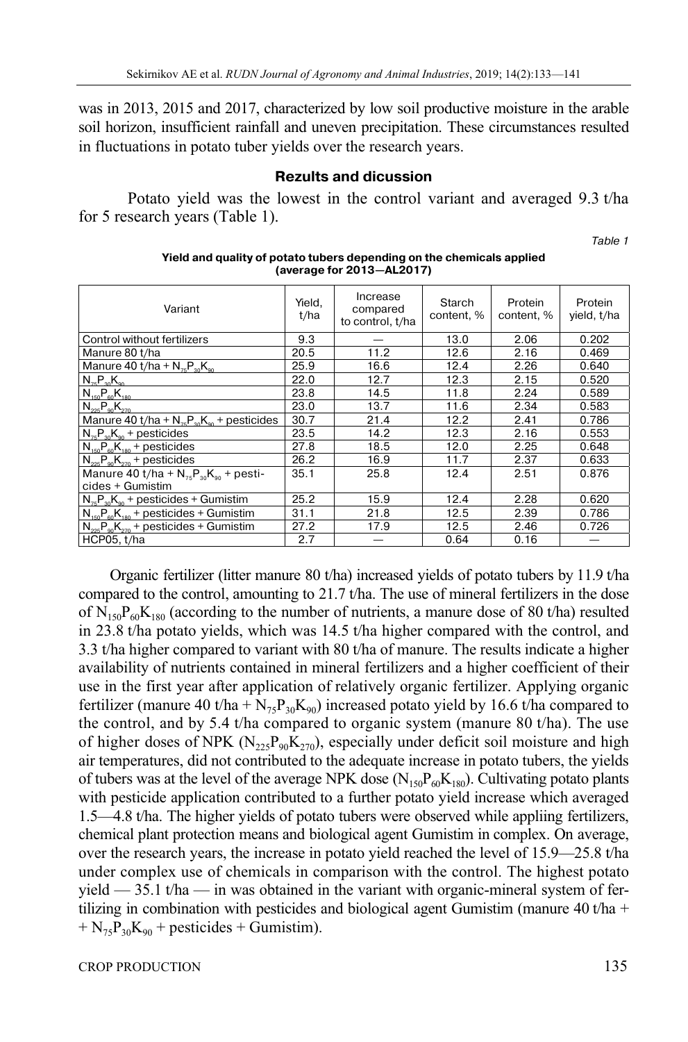was in 2013, 2015 and 2017, characterized by low soil productive moisture in the arable soil horizon, insufficient rainfall and uneven precipitation. These circumstances resulted in fluctuations in potato tuber yields over the research years.

### Rezults and dicussion

Potato yield was the lowest in the control variant and averaged 9.3 t/ha for 5 research years (Table 1).

*Table 1*

**Yield and quality of potato tubers depending on the chemicals applied (average for 2013—AL2017)**

| Variant | Yield, t/ha | Increase compared to control, t/ha | Starch content, % | Protein content, % | Protein yield, t/ha |
|---|---|---|---|---|---|
| Control without fertilizers | 9.3 | — | 13.0 | 2.06 | 0.202 |
| Manure 80 t/ha | 20.5 | 11.2 | 12.6 | 2.16 | 0.469 |
| Manure 40 t/ha + $N_{75}P_{30}K_{90}$ | 25.9 | 16.6 | 12.4 | 2.26 | 0.640 |
| $N_{75}P_{30}K_{90}$ | 22.0 | 12.7 | 12.3 | 2.15 | 0.520 |
| $N_{150}P_{60}K_{180}$ | 23.8 | 14.5 | 11.8 | 2.24 | 0.589 |
| $N_{225}P_{90}K_{270}$ | 23.0 | 13.7 | 11.6 | 2.34 | 0.583 |
| Manure 40 t/ha + $N_{75}P_{30}K_{90}$ + pesticides | 30.7 | 21.4 | 12.2 | 2.41 | 0.786 |
| $N_{75}P_{30}K_{90}$ + pesticides | 23.5 | 14.2 | 12.3 | 2.16 | 0.553 |
| $N_{150}P_{60}K_{180}$ + pesticides | 27.8 | 18.5 | 12.0 | 2.25 | 0.648 |
| $N_{225}P_{90}K_{270}$ + pesticides | 26.2 | 16.9 | 11.7 | 2.37 | 0.633 |
| Manure 40 t/ha + $N_{75}P_{30}K_{90}$ + pesticides + Gumistim | 35.1 | 25.8 | 12.4 | 2.51 | 0.876 |
| $N_{75}P_{30}K_{90}$ + pesticides + Gumistim | 25.2 | 15.9 | 12.4 | 2.28 | 0.620 |
| $N_{150}P_{60}K_{180}$ + pesticides + Gumistim | 31.1 | 21.8 | 12.5 | 2.39 | 0.786 |
| $N_{225}P_{90}K_{270}$ + pesticides + Gumistim | 27.2 | 17.9 | 12.5 | 2.46 | 0.726 |
| HCP05, t/ha | 2.7 | — | 0.64 | 0.16 | — |

Organic fertilizer (litter manure 80 t/ha) increased yields of potato tubers by 11.9 t/ha compared to the control, amounting to 21.7 t/ha. The use of mineral fertilizers in the dose of $N_{150}P_{60}K_{180}$ (according to the number of nutrients, a manure dose of 80 t/ha) resulted in 23.8 t/ha potato yields, which was 14.5 t/ha higher compared with the control, and 3.3 t/ha higher compared to variant with 80 t/ha of manure. The results indicate a higher availability of nutrients contained in mineral fertilizers and a higher coefficient of their use in the first year after application of relatively organic fertilizer. Applying organic fertilizer (manure 40 t/ha + $N_{75}P_{30}K_{90}$) increased potato yield by 16.6 t/ha compared to the control, and by 5.4 t/ha compared to organic system (manure 80 t/ha). The use of higher doses of NPK ($N_{225}P_{90}K_{270}$), especially under deficit soil moisture and high air temperatures, did not contributed to the adequate increase in potato tubers, the yields of tubers was at the level of the average NPK dose ($N_{150}P_{60}K_{180}$). Cultivating potato plants with pesticide application contributed to a further potato yield increase which averaged 1.5—4.8 t/ha. The higher yields of potato tubers were observed while appliing fertilizers, chemical plant protection means and biological agent Gumistim in complex. On average, over the research years, the increase in potato yield reached the level of 15.9—25.8 t/ha under complex use of chemicals in comparison with the control. The highest potato yield — 35.1 t/ha — in was obtained in the variant with organic-mineral system of fertilizing in combination with pesticides and biological agent Gumistim (manure 40 t/ha + + $N_{75}P_{30}K_{90}$ + pesticides + Gumistim).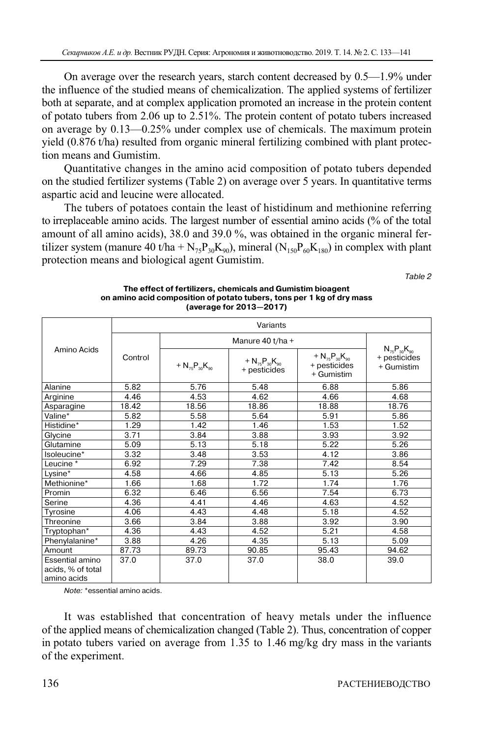On average over the research years, starch content decreased by 0.5—1.9% under the influence of the studied means of chemicalization. The applied systems of fertilizer both at separate, and at complex application promoted an increase in the protein content of potato tubers from 2.06 up to 2.51%. The protein content of potato tubers increased on average by 0.13—0.25% under complex use of chemicals. The maximum protein yield (0.876 t/ha) resulted from organic mineral fertilizing combined with plant protection means and Gumistim.

Quantitative changes in the amino acid composition of potato tubers depended on the studied fertilizer systems (Table 2) on average over 5 years. In quantitative terms aspartic acid and leucine were allocated.

The tubers of potatoes contain the least of histidinum and methionine referring to irreplaceable amino acids. The largest number of essential amino acids (% of the total amount of all amino acids), 38.0 and 39.0 %, was obtained in the organic mineral fertilizer system (manure 40 t/ha + $N_{75}P_{30}K_{90}$), mineral ($N_{150}P_{60}K_{180}$) in complex with plant protection means and biological agent Gumistim.

*Table 2*

**The effect of fertilizers, chemicals and Gumistim bioagent on amino acid composition of potato tubers, tons per 1 kg of dry mass (average for 2013—2017)**

| Amino Acids | Variants | | | | |
|---|---|---|---|---|---|
| | Control | Manure 40 t/ha + | | | $N_{75}P_{30}K_{90}$ + pesticides + Gumistim |
| | | + $N_{75}P_{30}K_{90}$ | + $N_{75}P_{30}K_{90}$ + pesticides | + $N_{75}P_{30}K_{90}$ + pesticides + Gumistim | |
| Alanine | 5.82 | 5.76 | 5.48 | 6.88 | 5.86 |
| Arginine | 4.46 | 4.53 | 4.62 | 4.66 | 4.68 |
| Asparagine | 18.42 | 18.56 | 18.86 | 18.88 | 18.76 |
| Valine* | 5.82 | 5.58 | 5.64 | 5.91 | 5.86 |
| Histidine* | 1.29 | 1.42 | 1.46 | 1.53 | 1.52 |
| Glycine | 3.71 | 3.84 | 3.88 | 3.93 | 3.92 |
| Glutamine | 5.09 | 5.13 | 5.18 | 5.22 | 5.26 |
| Isoleucine* | 3.32 | 3.48 | 3.53 | 4.12 | 3.86 |
| Leucine * | 6.92 | 7.29 | 7.38 | 7.42 | 8.54 |
| Lysine* | 4.58 | 4.66 | 4.85 | 5.13 | 5.26 |
| Methionine* | 1.66 | 1.68 | 1.72 | 1.74 | 1.76 |
| Promin | 6.32 | 6.46 | 6.56 | 7.54 | 6.73 |
| Serine | 4.36 | 4.41 | 4.46 | 4.63 | 4.52 |
| Tyrosine | 4.06 | 4.43 | 4.48 | 5.18 | 4.52 |
| Threonine | 3.66 | 3.84 | 3.88 | 3.92 | 3.90 |
| Tryptophan* | 4.36 | 4.43 | 4.52 | 5.21 | 4.58 |
| Phenylalanine* | 3.88 | 4.26 | 4.35 | 5.13 | 5.09 |
| Amount | 87.73 | 89.73 | 90.85 | 95.43 | 94.62 |
| Essential amino acids, % of total amino acids | 37.0 | 37.0 | 37.0 | 38.0 | 39.0 |

*Note:* *essential amino acids.

It was established that concentration of heavy metals under the influence of the applied means of chemicalization changed (Table 2). Thus, concentration of copper in potato tubers varied on average from 1.35 to 1.46 mg/kg dry mass in the variants of the experiment.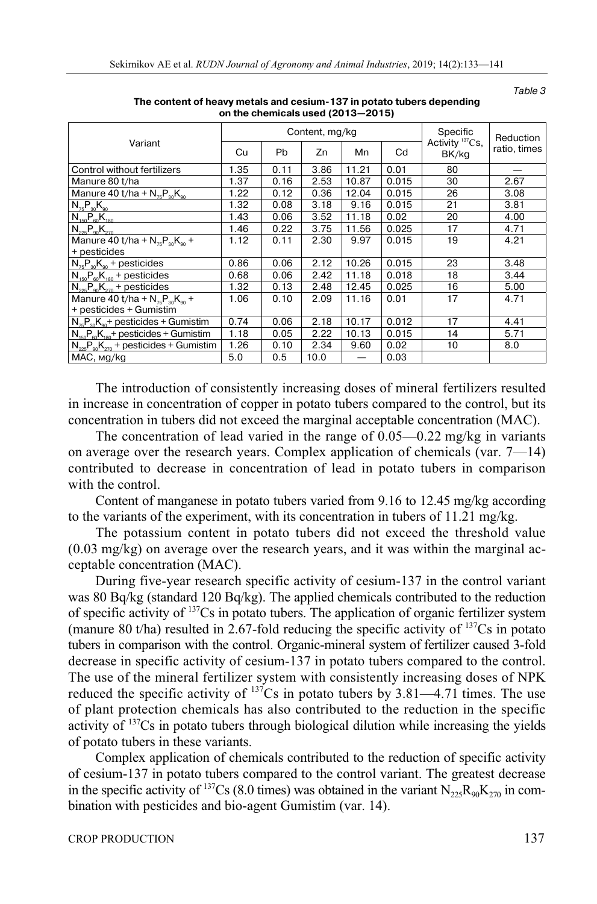*Table 3*

**The content of heavy metals and cesium-137 in potato tubers depending on the chemicals used (2013—2015)**

| Variant | Content, mg/kg | | | | | Specific Activity $^{137}$Cs, BK/kg | Reduction ratio, times |
|---|---|---|---|---|---|---|---|
| | Cu | Pb | Zn | Mn | Cd | | |
| Control without fertilizers | 1.35 | 0.11 | 3.86 | 11.21 | 0.01 | 80 | — |
| Manure 80 t/ha | 1.37 | 0.16 | 2.53 | 10.87 | 0.015 | 30 | 2.67 |
| Manure 40 t/ha + $N_{75}P_{30}K_{90}$ | 1.22 | 0.12 | 0.36 | 12.04 | 0.015 | 26 | 3.08 |
| $N_{75}P_{30}K_{90}$ | 1.32 | 0.08 | 3.18 | 9.16 | 0.015 | 21 | 3.81 |
| $N_{150}P_{60}K_{180}$ | 1.43 | 0.06 | 3.52 | 11.18 | 0.02 | 20 | 4.00 |
| $N_{225}P_{90}K_{270}$ | 1.46 | 0.22 | 3.75 | 11.56 | 0.025 | 17 | 4.71 |
| Manure 40 t/ha + $N_{75}P_{30}K_{90}$ + + pesticides | 1.12 | 0.11 | 2.30 | 9.97 | 0.015 | 19 | 4.21 |
| $N_{75}P_{30}K_{90}$ + pesticides | 0.86 | 0.06 | 2.12 | 10.26 | 0.015 | 23 | 3.48 |
| $N_{150}P_{60}K_{180}$ + pesticides | 0.68 | 0.06 | 2.42 | 11.18 | 0.018 | 18 | 3.44 |
| $N_{225}P_{90}K_{270}$ + pesticides | 1.32 | 0.13 | 2.48 | 12.45 | 0.025 | 16 | 5.00 |
| Manure 40 t/ha + $N_{75}P_{30}K_{90}$ + + pesticides + Gumistim | 1.06 | 0.10 | 2.09 | 11.16 | 0.01 | 17 | 4.71 |
| $N_{75}P_{30}K_{90}$+ pesticides + Gumistim | 0.74 | 0.06 | 2.18 | 10.17 | 0.012 | 17 | 4.41 |
| $N_{150}P_{60}K_{180}$+ pesticides + Gumistim | 1.18 | 0.05 | 2.22 | 10.13 | 0.015 | 14 | 5.71 |
| $N_{225}P_{90}K_{270}$ + pesticides + Gumistim | 1.26 | 0.10 | 2.34 | 9.60 | 0.02 | 10 | 8.0 |
| MAC, мg/kg | 5.0 | 0.5 | 10.0 | — | 0.03 | | |

The introduction of consistently increasing doses of mineral fertilizers resulted in increase in concentration of copper in potato tubers compared to the control, but its concentration in tubers did not exceed the marginal acceptable concentration (MAC).

The concentration of lead varied in the range of 0.05—0.22 mg/kg in variants on average over the research years. Complex application of chemicals (var. 7—14) contributed to decrease in concentration of lead in potato tubers in comparison with the control.

Content of manganese in potato tubers varied from 9.16 to 12.45 mg/kg according to the variants of the experiment, with its concentration in tubers of 11.21 mg/kg.

The potassium content in potato tubers did not exceed the threshold value (0.03 mg/kg) on average over the research years, and it was within the marginal acceptable concentration (MAC).

During five-year research specific activity of cesium-137 in the control variant was 80 Bq/kg (standard 120 Bq/kg). The applied chemicals contributed to the reduction of specific activity of $^{137}$Cs in potato tubers. The application of organic fertilizer system (manure 80 t/ha) resulted in 2.67-fold reducing the specific activity of $^{137}$Cs in potato tubers in comparison with the control. Organic-mineral system of fertilizer caused 3-fold decrease in specific activity of cesium-137 in potato tubers compared to the control. The use of the mineral fertilizer system with consistently increasing doses of NPK reduced the specific activity of $^{137}$Cs in potato tubers by 3.81—4.71 times. The use of plant protection chemicals has also contributed to the reduction in the specific activity of $^{137}$Cs in potato tubers through biological dilution while increasing the yields of potato tubers in these variants.

Complex application of chemicals contributed to the reduction of specific activity of cesium-137 in potato tubers compared to the control variant. The greatest decrease in the specific activity of $^{137}$Cs (8.0 times) was obtained in the variant $N_{225}R_{90}K_{270}$ in combination with pesticides and bio-agent Gumistim (var. 14).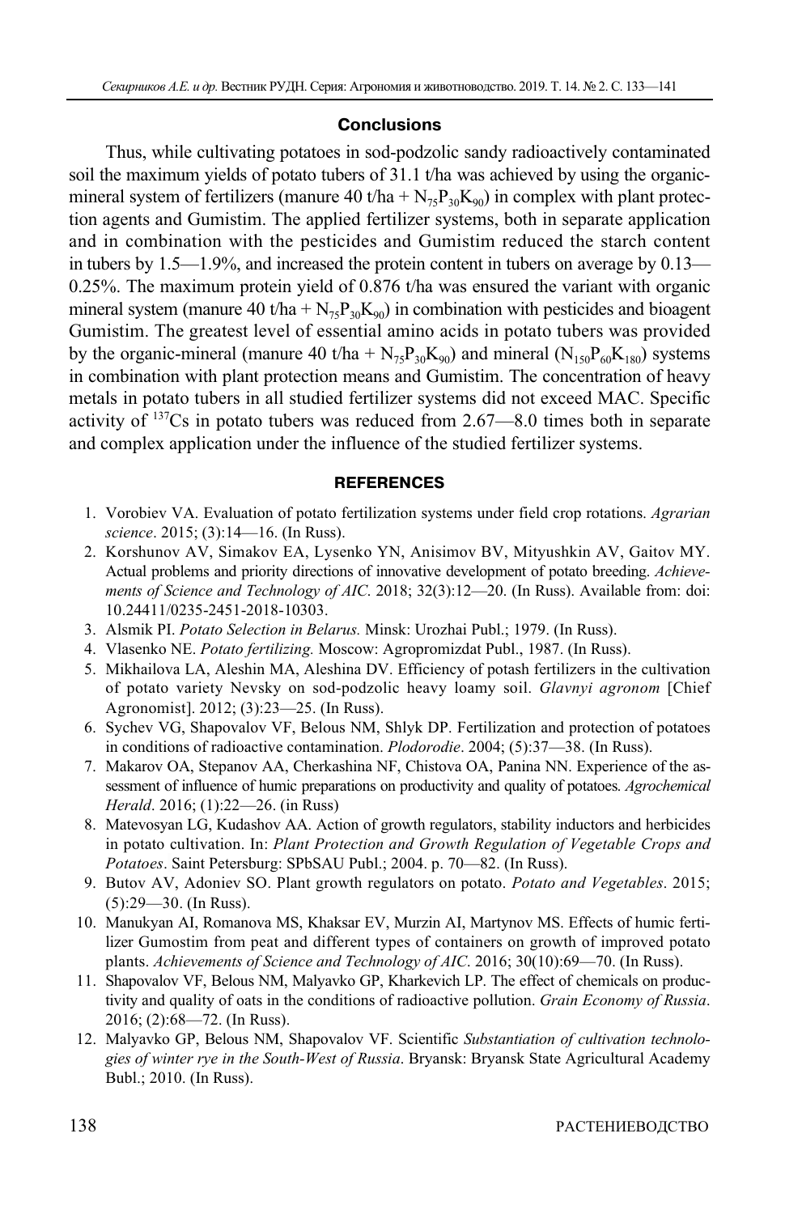## Conclusions

Thus, while cultivating potatoes in sod-podzolic sandy radioactively contaminated soil the maximum yields of potato tubers of 31.1 t/ha was achieved by using the organic-mineral system of fertilizers (manure 40 t/ha + $N_{75}P_{30}K_{90}$) in complex with plant protection agents and Gumistim. The applied fertilizer systems, both in separate application and in combination with the pesticides and Gumistim reduced the starch content in tubers by 1.5—1.9%, and increased the protein content in tubers on average by 0.13—0.25%. The maximum protein yield of 0.876 t/ha was ensured the variant with organic mineral system (manure 40 t/ha + $N_{75}P_{30}K_{90}$) in combination with pesticides and bioagent Gumistim. The greatest level of essential amino acids in potato tubers was provided by the organic-mineral (manure 40 t/ha + $N_{75}P_{30}K_{90}$) and mineral ($N_{150}P_{60}K_{180}$) systems in combination with plant protection means and Gumistim. The concentration of heavy metals in potato tubers in all studied fertilizer systems did not exceed MAC. Specific activity of $^{137}$Cs in potato tubers was reduced from 2.67—8.0 times both in separate and complex application under the influence of the studied fertilizer systems.

## REFERENCES

1. Vorobiev VA. Evaluation of potato fertilization systems under field crop rotations. *Agrarian science*. 2015; (3):14—16. (In Russ).
2. Korshunov AV, Simakov EA, Lysenko YN, Anisimov BV, Mityushkin AV, Gaitov MY. Actual problems and priority directions of innovative development of potato breeding. *Achievements of Science and Technology of AIC*. 2018; 32(3):12—20. (In Russ). Available from: doi: 10.24411/0235-2451-2018-10303.
3. Alsmik PI. *Potato Selection in Belarus.* Minsk: Urozhai Publ.; 1979. (In Russ).
4. Vlasenko NE. *Potato fertilizing.* Moscow: Agropromizdat Publ., 1987. (In Russ).
5. Mikhailova LA, Aleshin MA, Aleshina DV. Efficiency of potash fertilizers in the cultivation of potato variety Nevsky on sod-podzolic heavy loamy soil. *Glavnyi agronom* [Chief Agronomist]. 2012; (3):23—25. (In Russ).
6. Sychev VG, Shapovalov VF, Belous NM, Shlyk DP. Fertilization and protection of potatoes in conditions of radioactive contamination. *Plodorodie*. 2004; (5):37—38. (In Russ).
7. Makarov OA, Stepanov AA, Cherkashina NF, Chistova OA, Panina NN. Experience of the assessment of influence of humic preparations on productivity and quality of potatoes. *Agrochemical Herald*. 2016; (1):22—26. (in Russ)
8. Matevosyan LG, Kudashov AA. Action of growth regulators, stability inductors and herbicides in potato cultivation. In: *Plant Protection and Growth Regulation of Vegetable Crops and Potatoes*. Saint Petersburg: SPbSAU Publ.; 2004. p. 70—82. (In Russ).
9. Butov AV, Adoniev SO. Plant growth regulators on potato. *Potato and Vegetables*. 2015; (5):29—30. (In Russ).
10. Manukyan AI, Romanova MS, Khaksar EV, Murzin AI, Martynov MS. Effects of humic fertilizer Gumostim from peat and different types of containers on growth of improved potato plants. *Achievements of Science and Technology of AIC*. 2016; 30(10):69—70. (In Russ).
11. Shapovalov VF, Belous NM, Malyavko GP, Kharkevich LP. The effect of chemicals on productivity and quality of oats in the conditions of radioactive pollution. *Grain Economy of Russia*. 2016; (2):68—72. (In Russ).
12. Malyavko GP, Belous NM, Shapovalov VF. Scientific *Substantiation of cultivation technologies of winter rye in the South-West of Russia*. Bryansk: Bryansk State Agricultural Academy Bubl.; 2010. (In Russ).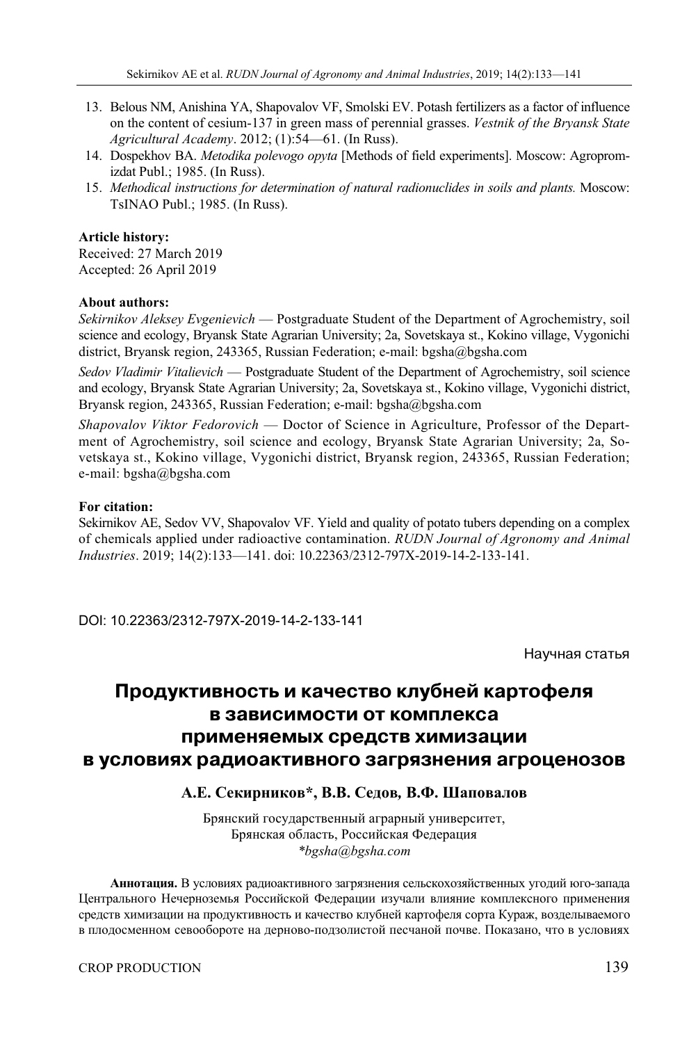13. Belous NM, Anishina YA, Shapovalov VF, Smolski EV. Potash fertilizers as a factor of influence on the content of cesium-137 in green mass of perennial grasses. *Vestnik of the Bryansk State Agricultural Academy*. 2012; (1):54—61. (In Russ).
14. Dospekhov BA. *Metodika polevogo opyta* [Methods of field experiments]. Moscow: Agropromizdat Publ.; 1985. (In Russ).
15. *Methodical instructions for determination of natural radionuclides in soils and plants.* Moscow: TsINAO Publ.; 1985. (In Russ).

**Article history:**
Received: 27 March 2019
Accepted: 26 April 2019

**About authors:**

*Sekirnikov Aleksey Evgenievich* — Postgraduate Student of the Department of Agrochemistry, soil science and ecology, Bryansk State Agrarian University; 2a, Sovetskaya st., Kokino village, Vygonichi district, Bryansk region, 243365, Russian Federation; e-mail: bgsha@bgsha.com

*Sedov Vladimir Vitalievich* — Postgraduate Student of the Department of Agrochemistry, soil science and ecology, Bryansk State Agrarian University; 2a, Sovetskaya st., Kokino village, Vygonichi district, Bryansk region, 243365, Russian Federation; e-mail: bgsha@bgsha.com

*Shapovalov Viktor Fedorovich* — Doctor of Science in Agriculture, Professor of the Department of Agrochemistry, soil science and ecology, Bryansk State Agrarian University; 2a, Sovetskaya st., Kokino village, Vygonichi district, Bryansk region, 243365, Russian Federation; e-mail: bgsha@bgsha.com

**For citation:**
Sekirnikov AE, Sedov VV, Shapovalov VF. Yield and quality of potato tubers depending on a complex of chemicals applied under radioactive contamination. *RUDN Journal of Agronomy and Animal Industries*. 2019; 14(2):133—141. doi: 10.22363/2312-797X-2019-14-2-133-141.

DOI: 10.22363/2312-797X-2019-14-2-133-141

Научная статья

# Продуктивность и качество клубней картофеля в зависимости от комплекса применяемых средств химизации в условиях радиоактивного загрязнения агроценозов

**А.Е. Секирников\*, В.В. Седов, В.Ф. Шаповалов**

Брянский государственный аграрный университет,
Брянская область, Российская Федерация
*\*bgsha@bgsha.com*

**Аннотация.** В условиях радиоактивного загрязнения сельскохозяйственных угодий юго-запада Центрального Нечерноземья Российской Федерации изучали влияние комплексного применения средств химизации на продуктивность и качество клубней картофеля сорта Кураж, возделываемого в плодосменном севообороте на дерново-подзолистой песчаной почве. Показано, что в условиях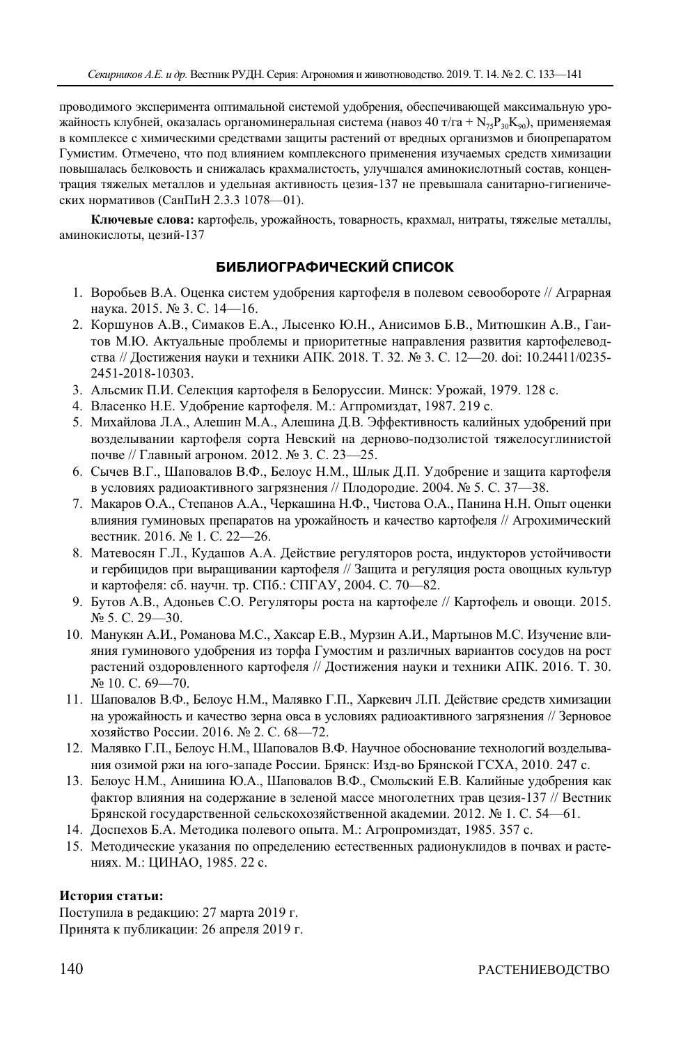проводимого эксперимента оптимальной системой удобрения, обеспечивающей максимальную урожайность клубней, оказалась органоминеральная система (навоз 40 т/га + $N_{75}P_{30}K_{90}$), применяемая в комплексе с химическими средствами защиты растений от вредных организмов и биопрепаратом Гумистим. Отмечено, что под влиянием комплексного применения изучаемых средств химизации повышалась белковость и снижалась крахмалистость, улучшался аминокислотный состав, концентрация тяжелых металлов и удельная активность цезия-137 не превышала санитарно-гигиенических нормативов (СанПиН 2.3.3 1078—01).

**Ключевые слова:** картофель, урожайность, товарность, крахмал, нитраты, тяжелые металлы, аминокислоты, цезий-137

## БИБЛИОГРАФИЧЕСКИЙ СПИСОК

1. Воробьев В.А. Оценка систем удобрения картофеля в полевом севообороте // Аграрная наука. 2015. № 3. С. 14—16.
2. Коршунов А.В., Симаков Е.А., Лысенко Ю.Н., Анисимов Б.В., Митюшкин А.В., Гаитов М.Ю. Актуальные проблемы и приоритетные направления развития картофелеводства // Достижения науки и техники АПК. 2018. Т. 32. № 3. С. 12—20. doi: 10.24411/0235-2451-2018-10303.
3. Альсмик П.И. Селекция картофеля в Белоруссии. Минск: Урожай, 1979. 128 с.
4. Власенко Н.Е. Удобрение картофеля. М.: Агпромиздат, 1987. 219 с.
5. Михайлова Л.А., Алешин М.А., Алешина Д.В. Эффективность калийных удобрений при возделывании картофеля сорта Невский на дерново-подзолистой тяжелосуглинистой почве // Главный агроном. 2012. № 3. С. 23—25.
6. Сычев В.Г., Шаповалов В.Ф., Белоус Н.М., Шлык Д.П. Удобрение и защита картофеля в условиях радиоактивного загрязнения // Плодородие. 2004. № 5. С. 37—38.
7. Макаров О.А., Степанов А.А., Черкашина Н.Ф., Чистова О.А., Панина Н.Н. Опыт оценки влияния гуминовых препаратов на урожайность и качество картофеля // Агрохимический вестник. 2016. № 1. С. 22—26.
8. Матевосян Г.Л., Кудашов А.А. Действие регуляторов роста, индукторов устойчивости и гербицидов при выращивании картофеля // Защита и регуляция роста овощных культур и картофеля: сб. научн. тр. СПб.: СПГАУ, 2004. С. 70—82.
9. Бутов А.В., Адоньев С.О. Регуляторы роста на картофеле // Картофель и овощи. 2015. № 5. С. 29—30.
10. Манукян А.И., Романова М.С., Хаксар Е.В., Мурзин А.И., Мартынов М.С. Изучение влияния гуминового удобрения из торфа Гумостим и различных вариантов сосудов на рост растений оздоровленного картофеля // Достижения науки и техники АПК. 2016. Т. 30. № 10. С. 69—70.
11. Шаповалов В.Ф., Белоус Н.М., Малявко Г.П., Харкевич Л.П. Действие средств химизации на урожайность и качество зерна овса в условиях радиоактивного загрязнения // Зерновое хозяйство России. 2016. № 2. С. 68—72.
12. Малявко Г.П., Белоус Н.М., Шаповалов В.Ф. Научное обоснование технологий возделывания озимой ржи на юго-западе России. Брянск: Изд-во Брянской ГСХА, 2010. 247 с.
13. Белоус Н.М., Анишина Ю.А., Шаповалов В.Ф., Смольский Е.В. Калийные удобрения как фактор влияния на содержание в зеленой массе многолетних трав цезия-137 // Вестник Брянской государственной сельскохозяйственной академии. 2012. № 1. С. 54—61.
14. Доспехов Б.А. Методика полевого опыта. М.: Агропромиздат, 1985. 357 с.
15. Методические указания по определению естественных радионуклидов в почвах и растениях. М.: ЦИНАО, 1985. 22 с.

**История статьи:**

Поступила в редакцию: 27 марта 2019 г.
Принята к публикации: 26 апреля 2019 г.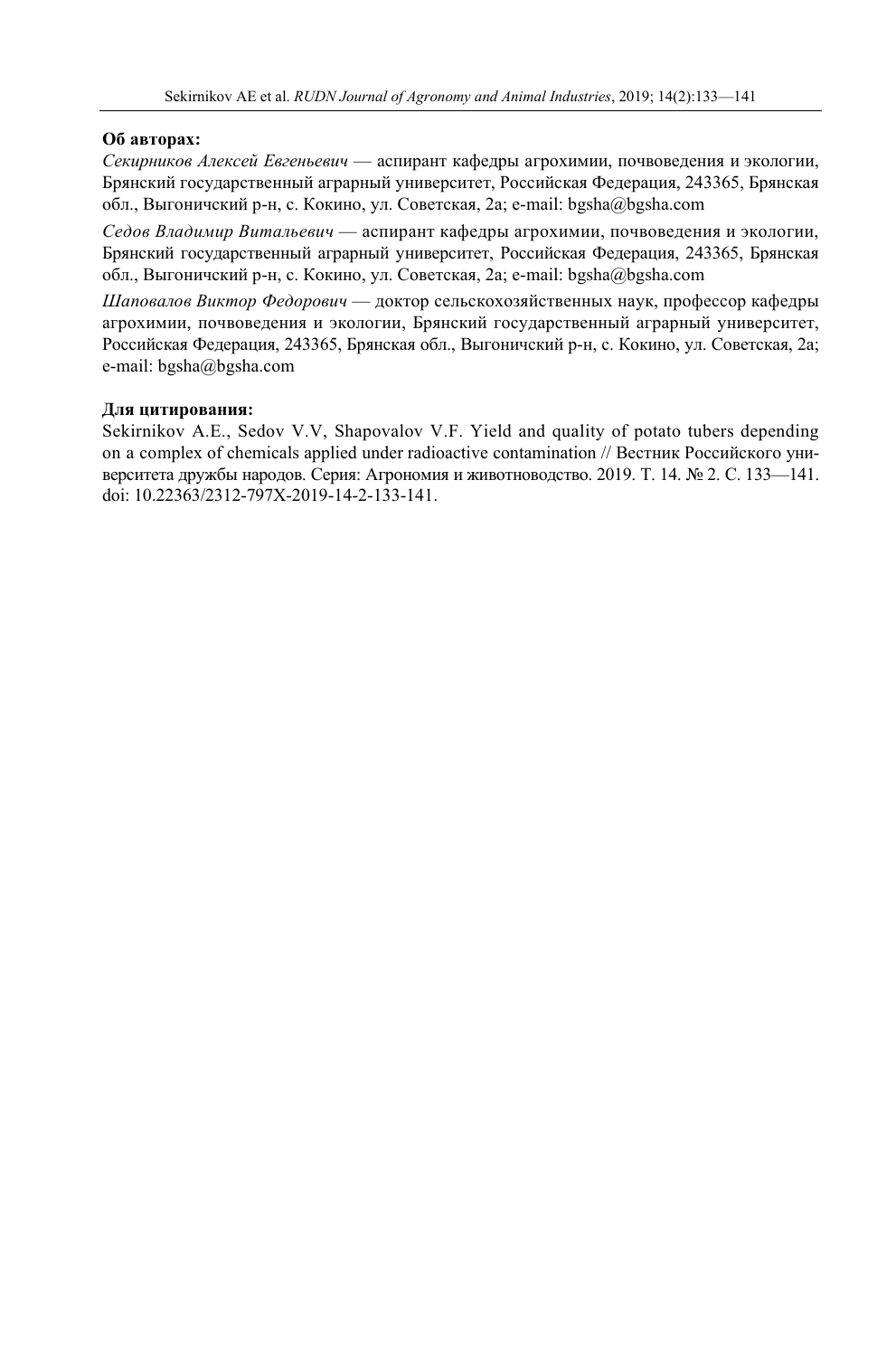**Об авторах:**

*Секирников Алексей Евгеньевич* — аспирант кафедры агрохимии, почвоведения и экологии, Брянский государственный аграрный университет, Российская Федерация, 243365, Брянская обл., Выгоничский р-н, с. Кокино, ул. Советская, 2а; e-mail: bgsha@bgsha.com

*Седов Владимир Витальевич* — аспирант кафедры агрохимии, почвоведения и экологии, Брянский государственный аграрный университет, Российская Федерация, 243365, Брянская обл., Выгоничский р-н, с. Кокино, ул. Советская, 2а; e-mail: bgsha@bgsha.com

*Шаповалов Виктор Федорович* — доктор сельскохозяйственных наук, профессор кафедры агрохимии, почвоведения и экологии, Брянский государственный аграрный университет, Российская Федерация, 243365, Брянская обл., Выгоничский р-н, с. Кокино, ул. Советская, 2а; e-mail: bgsha@bgsha.com

**Для цитирования:**

Sekirnikov A.E., Sedov V.V, Shapovalov V.F. Yield and quality of potato tubers depending on a complex of chemicals applied under radioactive contamination // Вестник Российского университета дружбы народов. Серия: Агрономия и животноводство. 2019. Т. 14. № 2. С. 133—141. doi: 10.22363/2312-797X-2019-14-2-133-141.